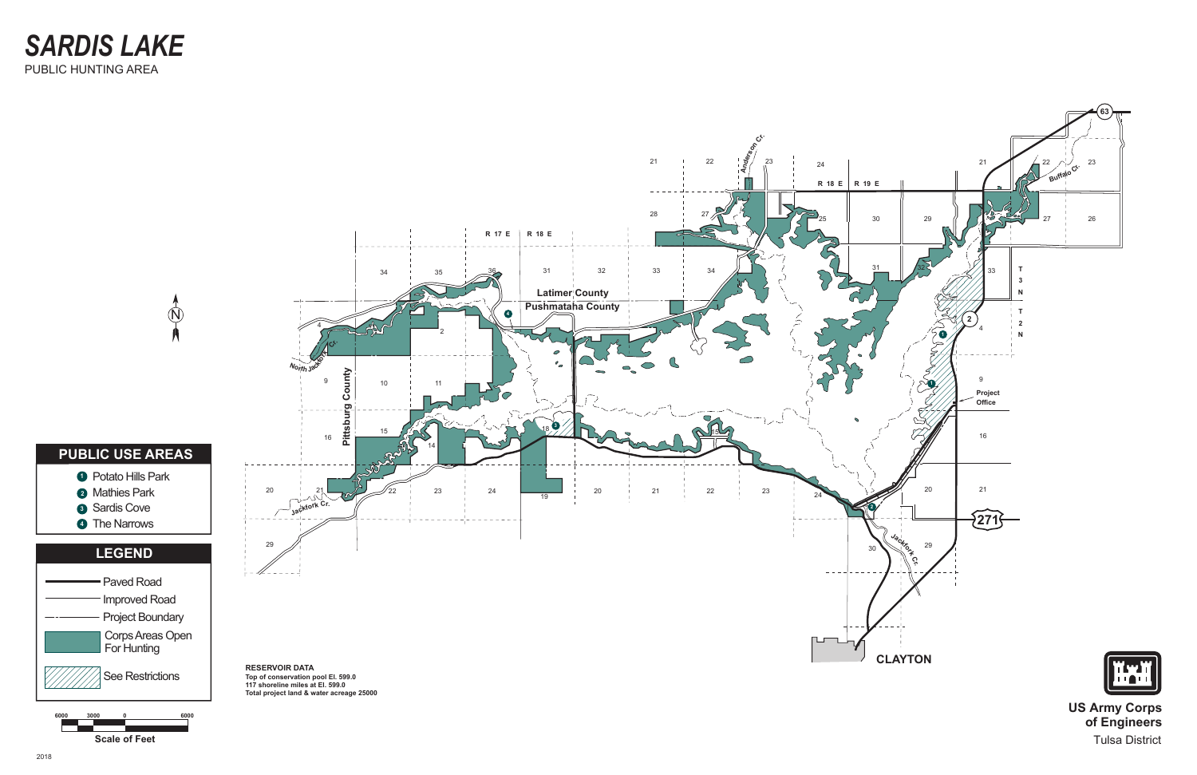# SARDIS LAKE

PUBLIC HUNTING AREA

## PUBLIC USE AREAS

1. Potato Hills Park
2. Mathies Park
3. Sardis Cove
4. The Narrows

## LEGEND

- Paved Road
- Improved Road
- Project Boundary
- Corps Areas Open For Hunting
- See Restrictions

Scale of Feet: 6000 3000 0 6000

**RESERVOIR DATA**

**Top of conservation pool El. 599.0**

**117 shoreline miles at El. 599.0**

**Total project land & water acreage 25000**

Latimer County

Pushmataha County

Pittsburg County

R 17 E R 18 E R 19 E

T 3 N T 2 N

Project Office

CLAYTON

North Jackfork Cr.

Jackfork Cr.

Anderson Cr.

Buffalo Cr.

63 2 271

**US Army Corps of Engineers**

Tulsa District

2018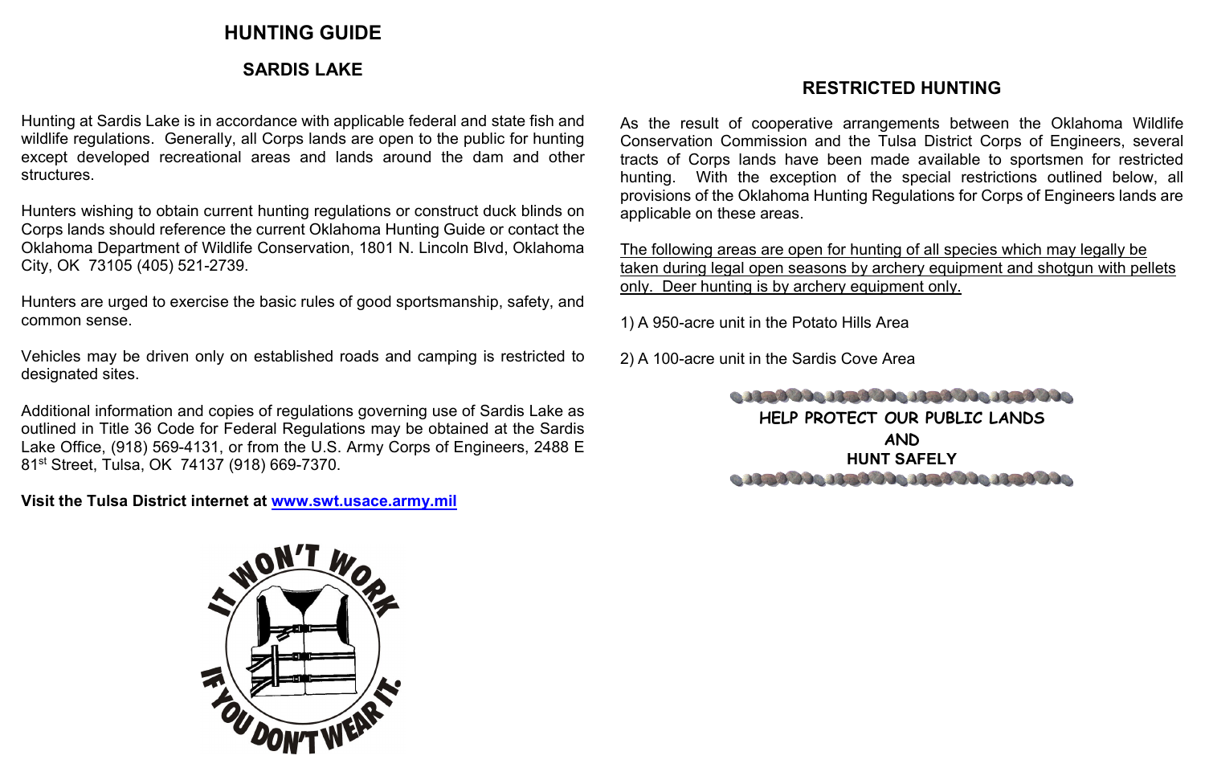# HUNTING GUIDE

## SARDIS LAKE

Hunting at Sardis Lake is in accordance with applicable federal and state fish and wildlife regulations. Generally, all Corps lands are open to the public for hunting except developed recreational areas and lands around the dam and other structures.

Hunters wishing to obtain current hunting regulations or construct duck blinds on Corps lands should reference the current Oklahoma Hunting Guide or contact the Oklahoma Department of Wildlife Conservation, 1801 N. Lincoln Blvd, Oklahoma City, OK 73105 (405) 521-2739.

Hunters are urged to exercise the basic rules of good sportsmanship, safety, and common sense.

Vehicles may be driven only on established roads and camping is restricted to designated sites.

Additional information and copies of regulations governing use of Sardis Lake as outlined in Title 36 Code for Federal Regulations may be obtained at the Sardis Lake Office, (918) 569-4131, or from the U.S. Army Corps of Engineers, 2488 E 81st Street, Tulsa, OK 74137 (918) 669-7370.

**Visit the Tulsa District internet at [www.swt.usace.army.mil](http://www.swt.usace.army.mil)**

IT WON'T WORK IF YOU DON'T WEAR IT.

## RESTRICTED HUNTING

As the result of cooperative arrangements between the Oklahoma Wildlife Conservation Commission and the Tulsa District Corps of Engineers, several tracts of Corps lands have been made available to sportsmen for restricted hunting. With the exception of the special restrictions outlined below, all provisions of the Oklahoma Hunting Regulations for Corps of Engineers lands are applicable on these areas.

<u>The following areas are open for hunting of all species which may legally be taken during legal open seasons by archery equipment and shotgun with pellets only. Deer hunting is by archery equipment only.</u>

1) A 950-acre unit in the Potato Hills Area

2) A 100-acre unit in the Sardis Cove Area

**HELP PROTECT OUR PUBLIC LANDS**
**AND**
**HUNT SAFELY**